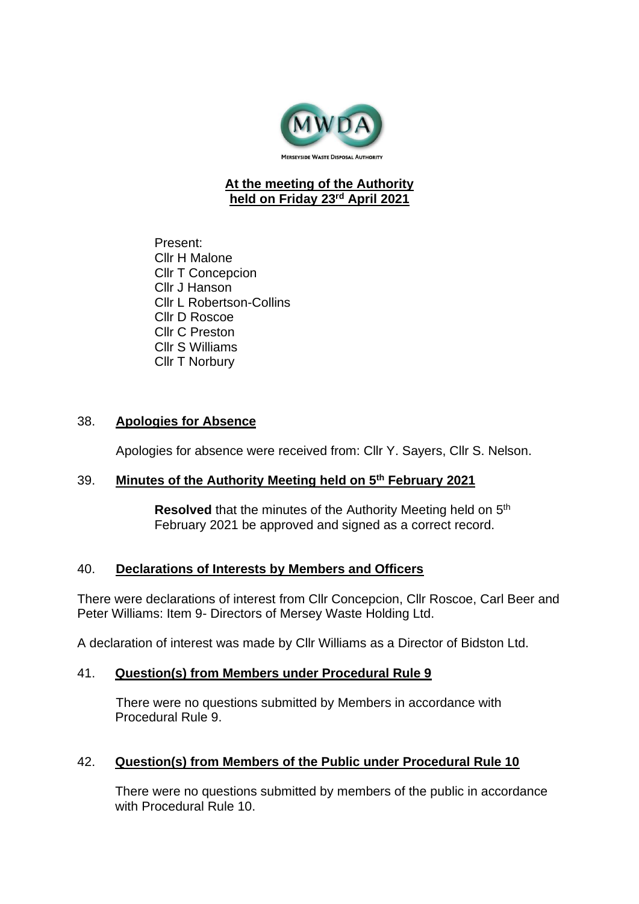MERSEYSIDE WASTE DISPOSAL AUTHORITY

**At the meeting of the Authority held on Friday 23rd April 2021**

Present:
Cllr H Malone
Cllr T Concepcion
Cllr J Hanson
Cllr L Robertson-Collins
Cllr D Roscoe
Cllr C Preston
Cllr S Williams
Cllr T Norbury

## 38. Apologies for Absence

Apologies for absence were received from: Cllr Y. Sayers, Cllr S. Nelson.

## 39. Minutes of the Authority Meeting held on 5th February 2021

**Resolved** that the minutes of the Authority Meeting held on 5th February 2021 be approved and signed as a correct record.

## 40. Declarations of Interests by Members and Officers

There were declarations of interest from Cllr Concepcion, Cllr Roscoe, Carl Beer and Peter Williams: Item 9- Directors of Mersey Waste Holding Ltd.

A declaration of interest was made by Cllr Williams as a Director of Bidston Ltd.

## 41. Question(s) from Members under Procedural Rule 9

There were no questions submitted by Members in accordance with Procedural Rule 9.

## 42. Question(s) from Members of the Public under Procedural Rule 10

There were no questions submitted by members of the public in accordance with Procedural Rule 10.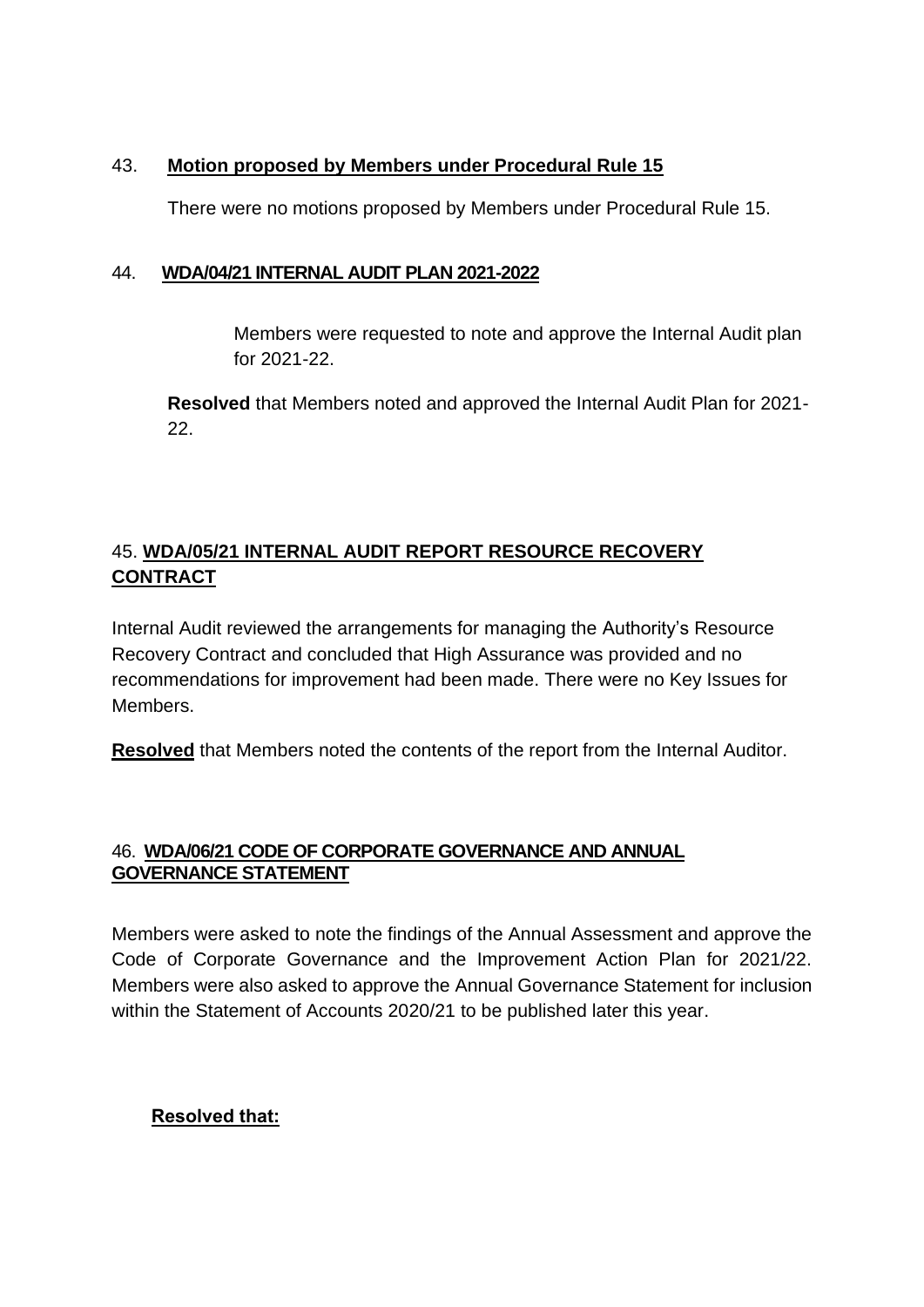43. **Motion proposed by Members under Procedural Rule 15**

There were no motions proposed by Members under Procedural Rule 15.

44. **WDA/04/21 INTERNAL AUDIT PLAN 2021-2022**

Members were requested to note and approve the Internal Audit plan for 2021-22.

**Resolved** that Members noted and approved the Internal Audit Plan for 2021-22.

45. **WDA/05/21 INTERNAL AUDIT REPORT RESOURCE RECOVERY CONTRACT**

Internal Audit reviewed the arrangements for managing the Authority's Resource Recovery Contract and concluded that High Assurance was provided and no recommendations for improvement had been made. There were no Key Issues for Members.

**Resolved** that Members noted the contents of the report from the Internal Auditor.

46. **WDA/06/21 CODE OF CORPORATE GOVERNANCE AND ANNUAL GOVERNANCE STATEMENT**

Members were asked to note the findings of the Annual Assessment and approve the Code of Corporate Governance and the Improvement Action Plan for 2021/22. Members were also asked to approve the Annual Governance Statement for inclusion within the Statement of Accounts 2020/21 to be published later this year.

**Resolved that:**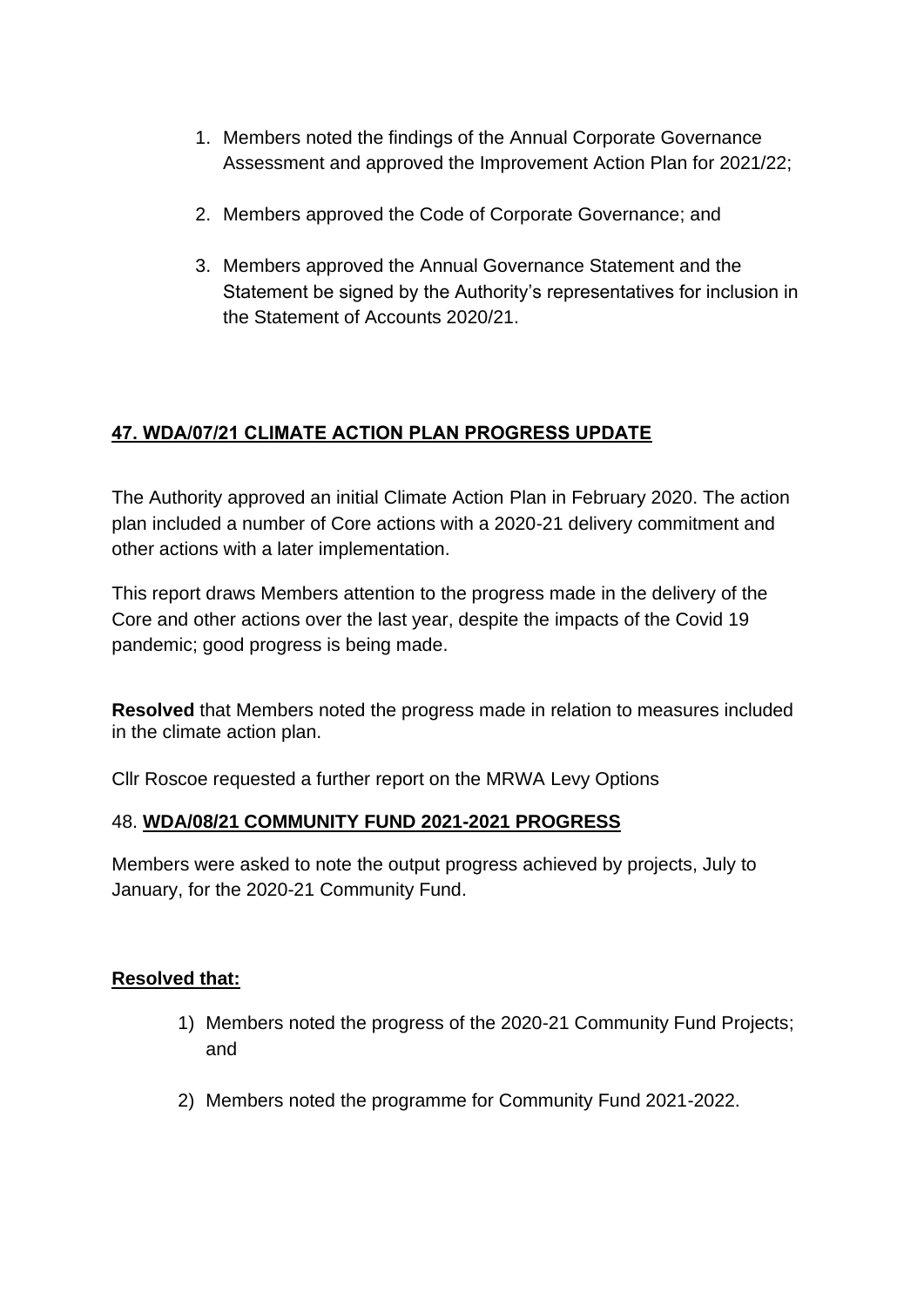1. Members noted the findings of the Annual Corporate Governance Assessment and approved the Improvement Action Plan for 2021/22;

2. Members approved the Code of Corporate Governance; and

3. Members approved the Annual Governance Statement and the Statement be signed by the Authority's representatives for inclusion in the Statement of Accounts 2020/21.

## 47. WDA/07/21 CLIMATE ACTION PLAN PROGRESS UPDATE

The Authority approved an initial Climate Action Plan in February 2020. The action plan included a number of Core actions with a 2020-21 delivery commitment and other actions with a later implementation.

This report draws Members attention to the progress made in the delivery of the Core and other actions over the last year, despite the impacts of the Covid 19 pandemic; good progress is being made.

**Resolved** that Members noted the progress made in relation to measures included in the climate action plan.

Cllr Roscoe requested a further report on the MRWA Levy Options

## 48. WDA/08/21 COMMUNITY FUND 2021-2021 PROGRESS

Members were asked to note the output progress achieved by projects, July to January, for the 2020-21 Community Fund.

**Resolved that:**

1) Members noted the progress of the 2020-21 Community Fund Projects; and

2) Members noted the programme for Community Fund 2021-2022.